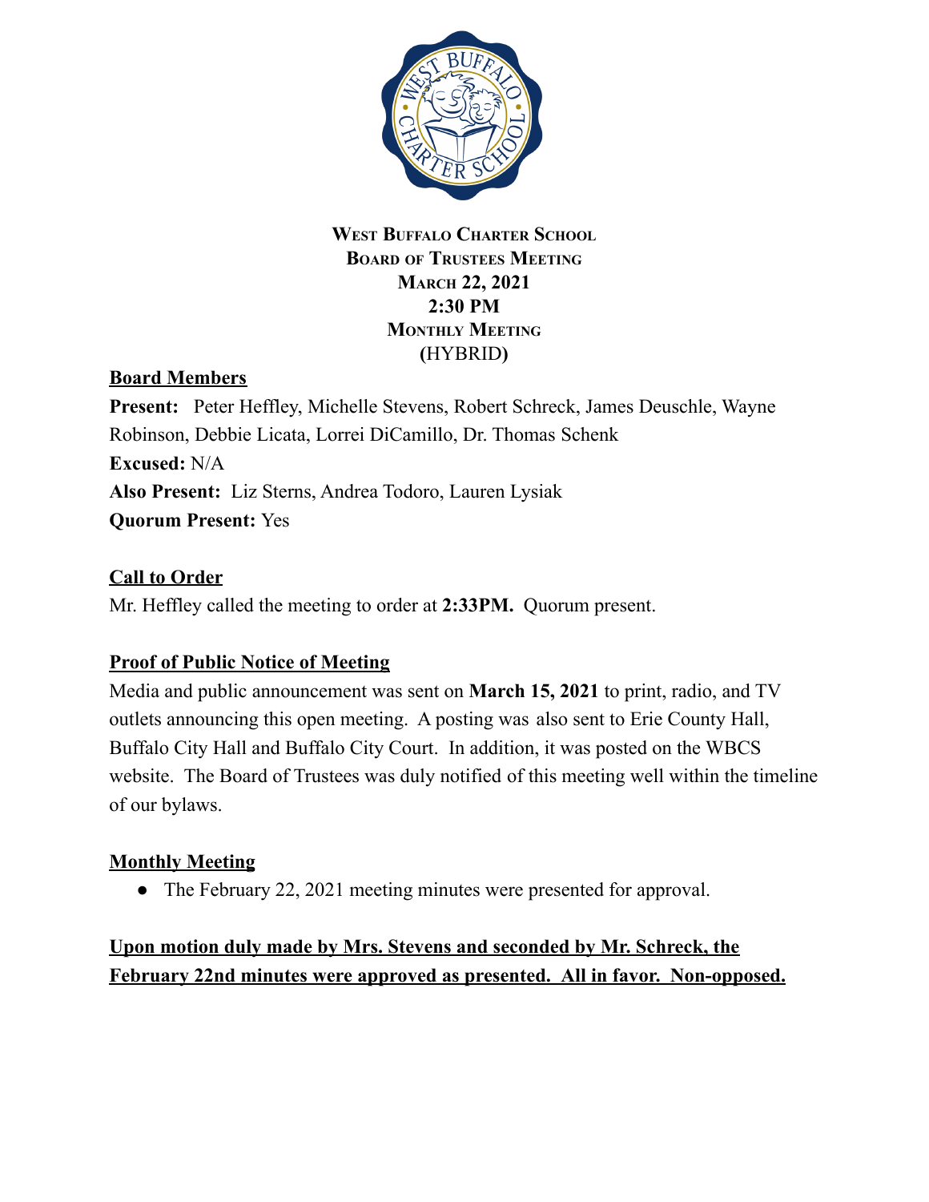**West Buffalo Charter School**
**Board of Trustees Meeting**
**March 22, 2021**
**2:30 PM**
**Monthly Meeting**
**(**HYBRID**)**

**Board Members**

**Present:** Peter Heffley, Michelle Stevens, Robert Schreck, James Deuschle, Wayne Robinson, Debbie Licata, Lorrei DiCamillo, Dr. Thomas Schenk

**Excused:** N/A

**Also Present:** Liz Sterns, Andrea Todoro, Lauren Lysiak

**Quorum Present:** Yes

**Call to Order**

Mr. Heffley called the meeting to order at **2:33PM.** Quorum present.

**Proof of Public Notice of Meeting**

Media and public announcement was sent on **March 15, 2021** to print, radio, and TV outlets announcing this open meeting. A posting was also sent to Erie County Hall, Buffalo City Hall and Buffalo City Court. In addition, it was posted on the WBCS website. The Board of Trustees was duly notified of this meeting well within the timeline of our bylaws.

**Monthly Meeting**

- The February 22, 2021 meeting minutes were presented for approval.

**Upon motion duly made by Mrs. Stevens and seconded by Mr. Schreck, the February 22nd minutes were approved as presented. All in favor. Non-opposed.**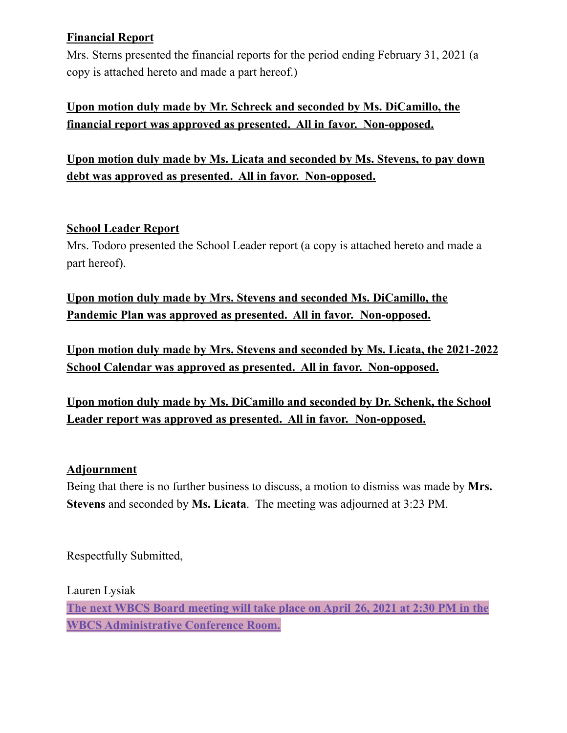**Financial Report**

Mrs. Sterns presented the financial reports for the period ending February 31, 2021 (a copy is attached hereto and made a part hereof.)

**Upon motion duly made by Mr. Schreck and seconded by Ms. DiCamillo, the financial report was approved as presented. All in favor. Non-opposed.**

**Upon motion duly made by Ms. Licata and seconded by Ms. Stevens, to pay down debt was approved as presented. All in favor. Non-opposed.**

**School Leader Report**

Mrs. Todoro presented the School Leader report (a copy is attached hereto and made a part hereof).

**Upon motion duly made by Mrs. Stevens and seconded Ms. DiCamillo, the Pandemic Plan was approved as presented. All in favor. Non-opposed.**

**Upon motion duly made by Mrs. Stevens and seconded by Ms. Licata, the 2021-2022 School Calendar was approved as presented. All in favor. Non-opposed.**

**Upon motion duly made by Ms. DiCamillo and seconded by Dr. Schenk, the School Leader report was approved as presented. All in favor. Non-opposed.**

**Adjournment**

Being that there is no further business to discuss, a motion to dismiss was made by **Mrs. Stevens** and seconded by **Ms. Licata**. The meeting was adjourned at 3:23 PM.

Respectfully Submitted,

Lauren Lysiak

**The next WBCS Board meeting will take place on April 26, 2021 at 2:30 PM in the WBCS Administrative Conference Room.**